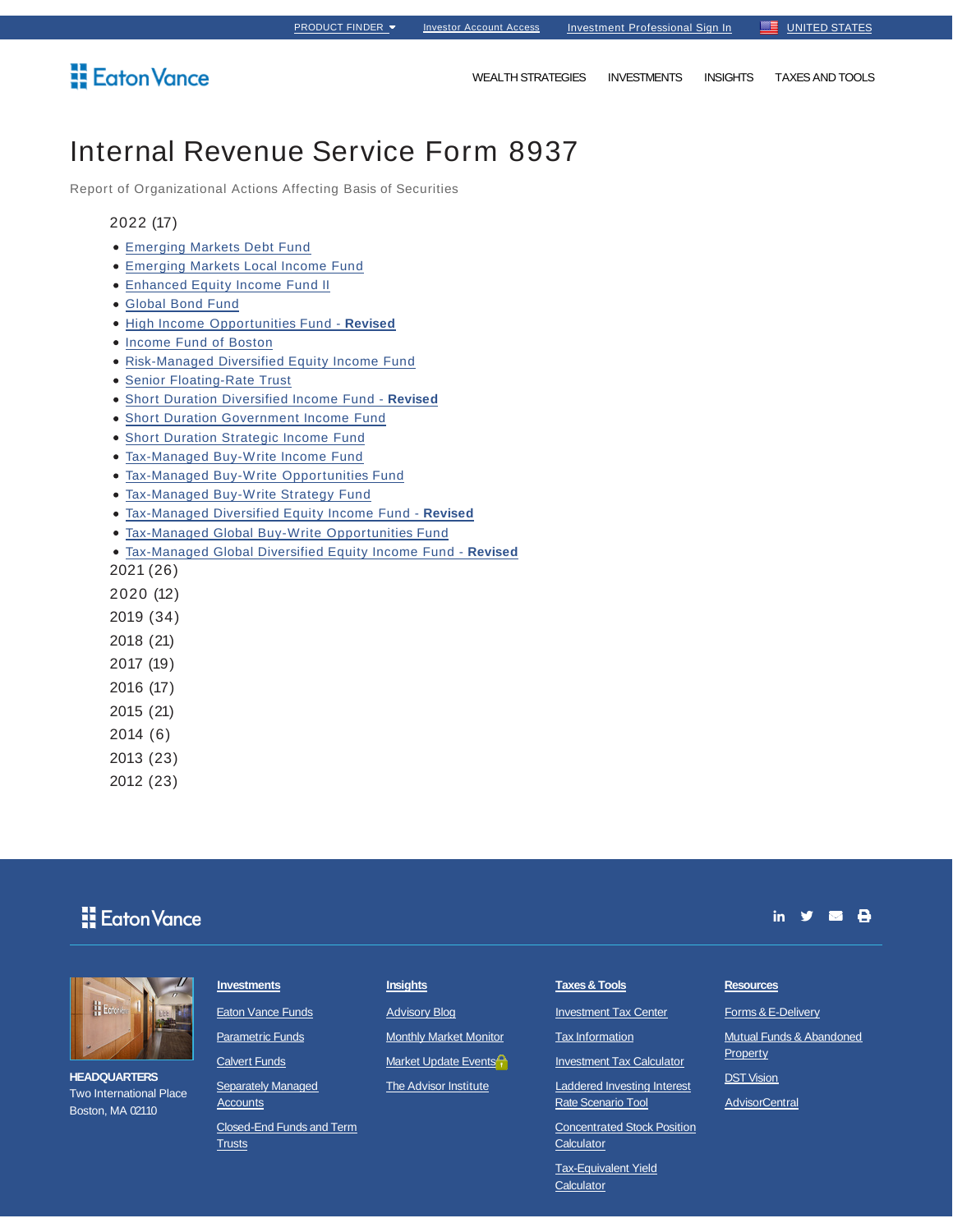PRODUCT FINDER | Investor Account Access | Investment Professional Sign In | UNITED STATES

Eaton Vance

WEALTH STRATEGIES | INVESTMENTS | INSIGHTS | TAXES AND TOOLS

# Internal Revenue Service Form 8937

Report of Organizational Actions Affecting Basis of Securities

2022 (17)

- Emerging Markets Debt Fund
- Emerging Markets Local Income Fund
- Enhanced Equity Income Fund II
- Global Bond Fund
- High Income Opportunities Fund - **Revised**
- Income Fund of Boston
- Risk-Managed Diversified Equity Income Fund
- Senior Floating-Rate Trust
- Short Duration Diversified Income Fund - **Revised**
- Short Duration Government Income Fund
- Short Duration Strategic Income Fund
- Tax-Managed Buy-Write Income Fund
- Tax-Managed Buy-Write Opportunities Fund
- Tax-Managed Buy-Write Strategy Fund
- Tax-Managed Diversified Equity Income Fund - **Revised**
- Tax-Managed Global Buy-Write Opportunities Fund
- Tax-Managed Global Diversified Equity Income Fund - **Revised**

2021 (26)

2020 (12)

2019 (34)

2018 (21)

2017 (19)

2016 (17)

2015 (21)

2014 (6)

2013 (23)

2012 (23)

Eaton Vance

**HEADQUARTERS**
Two International Place
Boston, MA 02110

**Investments**

- Eaton Vance Funds
- Parametric Funds
- Calvert Funds
- Separately Managed Accounts
- Closed-End Funds and Term Trusts

**Insights**

- Advisory Blog
- Monthly Market Monitor
- Market Update Events
- The Advisor Institute

**Taxes & Tools**

- Investment Tax Center
- Tax Information
- Investment Tax Calculator
- Laddered Investing Interest Rate Scenario Tool
- Concentrated Stock Position Calculator
- Tax-Equivalent Yield Calculator

**Resources**

- Forms & E-Delivery
- Mutual Funds & Abandoned Property
- DST Vision
- AdvisorCentral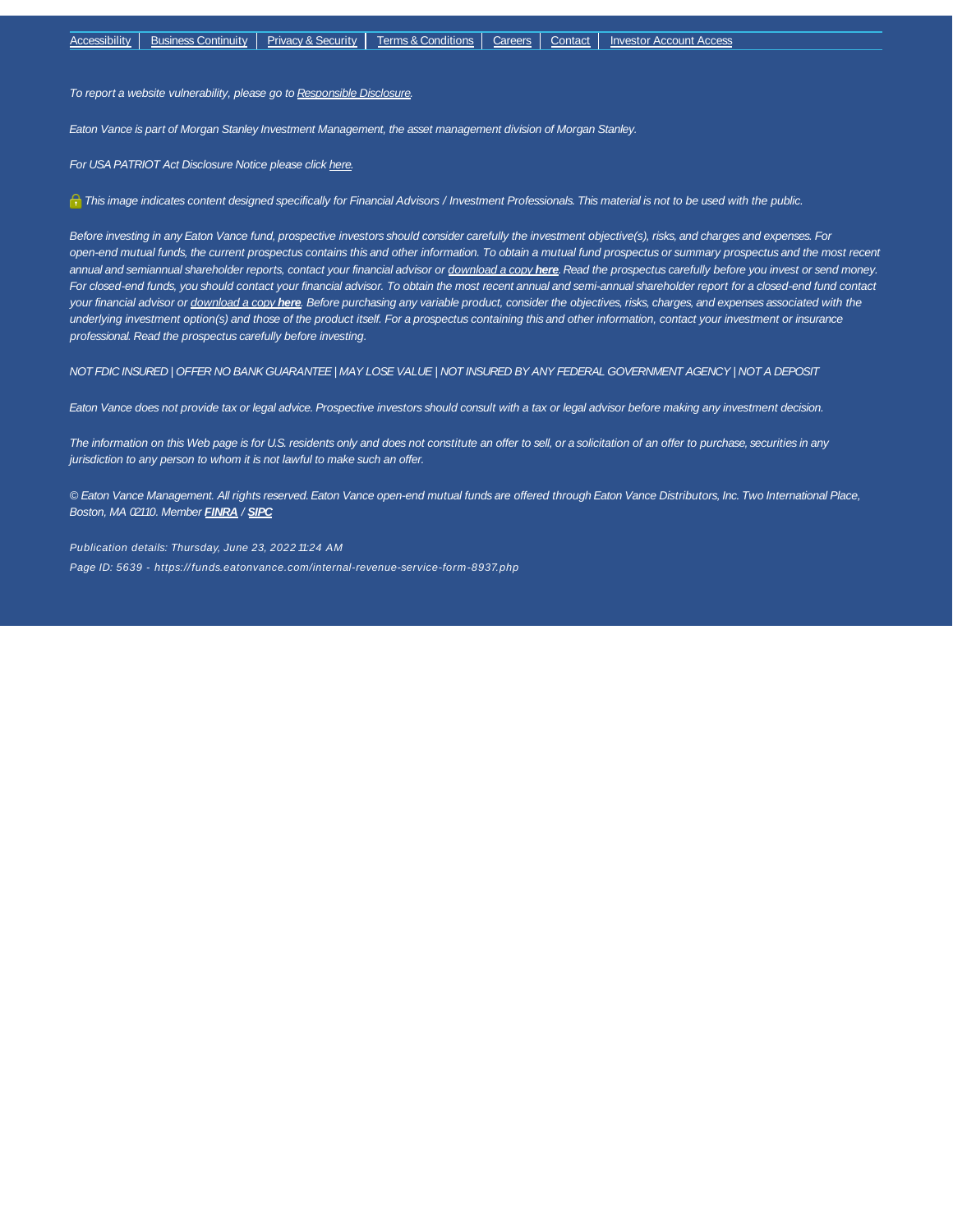Accessibility | Business Continuity | Privacy & Security | Terms & Conditions | Careers | Contact | Investor Account Access

*To report a website vulnerability, please go to Responsible Disclosure.*

*Eaton Vance is part of Morgan Stanley Investment Management, the asset management division of Morgan Stanley.*

*For USA PATRIOT Act Disclosure Notice please click here.*

*This image indicates content designed specifically for Financial Advisors / Investment Professionals. This material is not to be used with the public.*

*Before investing in any Eaton Vance fund, prospective investors should consider carefully the investment objective(s), risks, and charges and expenses. For open-end mutual funds, the current prospectus contains this and other information. To obtain a mutual fund prospectus or summary prospectus and the most recent annual and semiannual shareholder reports, contact your financial advisor or download a copy **here**. Read the prospectus carefully before you invest or send money. For closed-end funds, you should contact your financial advisor. To obtain the most recent annual and semi-annual shareholder report for a closed-end fund contact your financial advisor or download a copy **here**. Before purchasing any variable product, consider the objectives, risks, charges, and expenses associated with the underlying investment option(s) and those of the product itself. For a prospectus containing this and other information, contact your investment or insurance professional. Read the prospectus carefully before investing.*

*NOT FDIC INSURED | OFFER NO BANK GUARANTEE | MAY LOSE VALUE | NOT INSURED BY ANY FEDERAL GOVERNMENT AGENCY | NOT A DEPOSIT*

*Eaton Vance does not provide tax or legal advice. Prospective investors should consult with a tax or legal advisor before making any investment decision.*

*The information on this Web page is for U.S. residents only and does not constitute an offer to sell, or a solicitation of an offer to purchase, securities in any jurisdiction to any person to whom it is not lawful to make such an offer.*

*© Eaton Vance Management. All rights reserved. Eaton Vance open-end mutual funds are offered through Eaton Vance Distributors, Inc. Two International Place, Boston, MA 02110. Member **FINRA** / **SIPC***

*Publication details: Thursday, June 23, 2022 11:24 AM*
*Page ID: 5639 - https://funds.eatonvance.com/internal-revenue-service-form-8937.php*